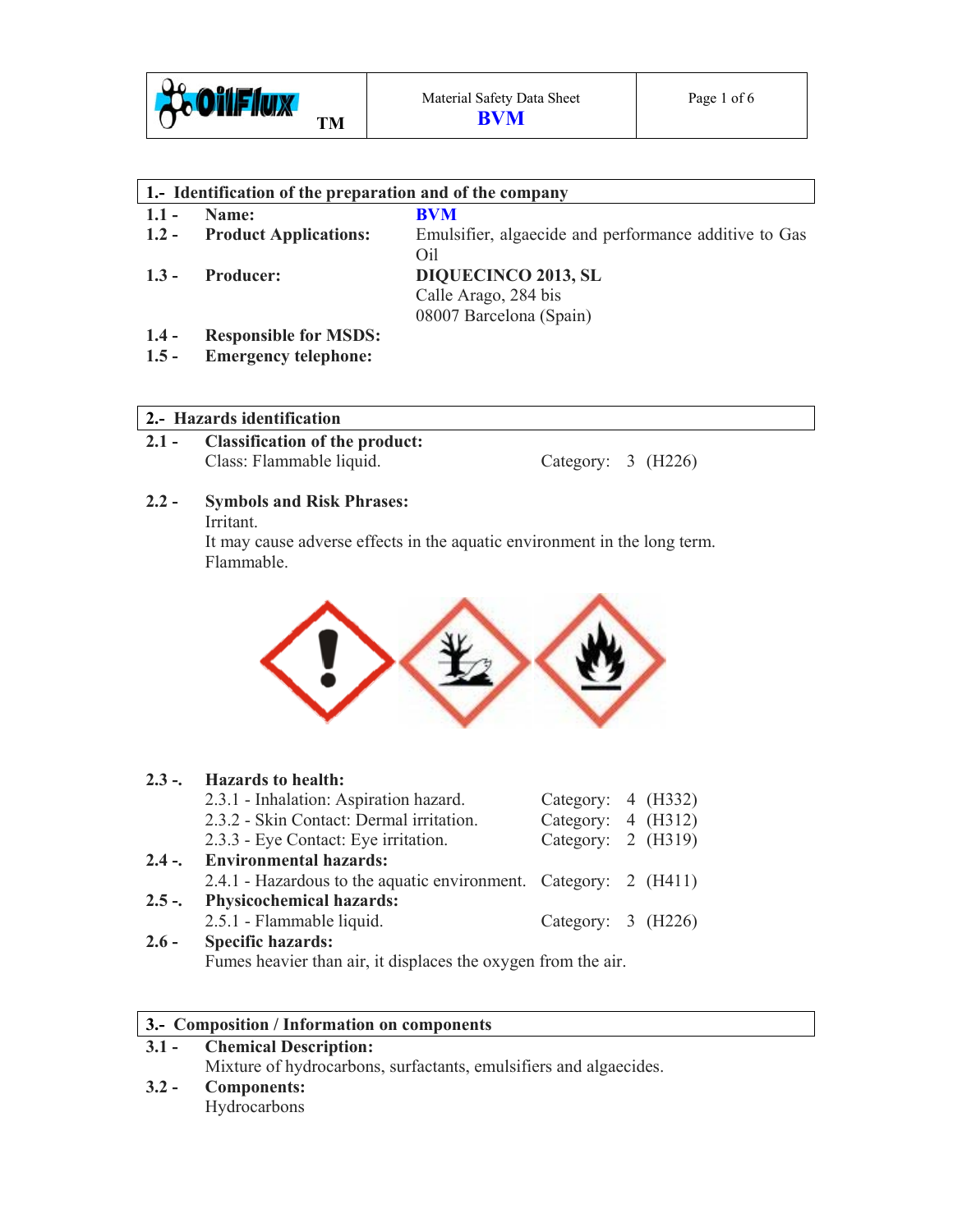Material Safety Data Sheet
**BVM**

## 1.- Identification of the preparation and of the company

| | | |
|---|---|---|
| 1.1 - | **Name:** | **BVM** |
| 1.2 - | **Product Applications:** | Emulsifier, algaecide and performance additive to Gas Oil |
| 1.3 - | **Producer:** | **DIQUECINCO 2013, SL**<br>Calle Arago, 284 bis<br>08007 Barcelona (Spain) |
| 1.4 - | **Responsible for MSDS:** | |
| 1.5 - | **Emergency telephone:** | |

## 2.- Hazards identification

**2.1 - Classification of the product:**

Class: Flammable liquid. Category: 3 (H226)

**2.2 - Symbols and Risk Phrases:**

Irritant.
It may cause adverse effects in the aquatic environment in the long term.
Flammable.

**2.3 -. Hazards to health:**

| | | |
|---|---|---|
| 2.3.1 - Inhalation: Aspiration hazard. | Category: 4 | (H332) |
| 2.3.2 - Skin Contact: Dermal irritation. | Category: 4 | (H312) |
| 2.3.3 - Eye Contact: Eye irritation. | Category: 2 | (H319) |

**2.4 -. Environmental hazards:**

| | | |
|---|---|---|
| 2.4.1 - Hazardous to the aquatic environment. | Category: 2 | (H411) |

**2.5 -. Physicochemical hazards:**

| | | |
|---|---|---|
| 2.5.1 - Flammable liquid. | Category: 3 | (H226) |

**2.6 - Specific hazards:**

Fumes heavier than air, it displaces the oxygen from the air.

## 3.- Composition / Information on components

**3.1 - Chemical Description:**

Mixture of hydrocarbons, surfactants, emulsifiers and algaecides.

**3.2 - Components:**

Hydrocarbons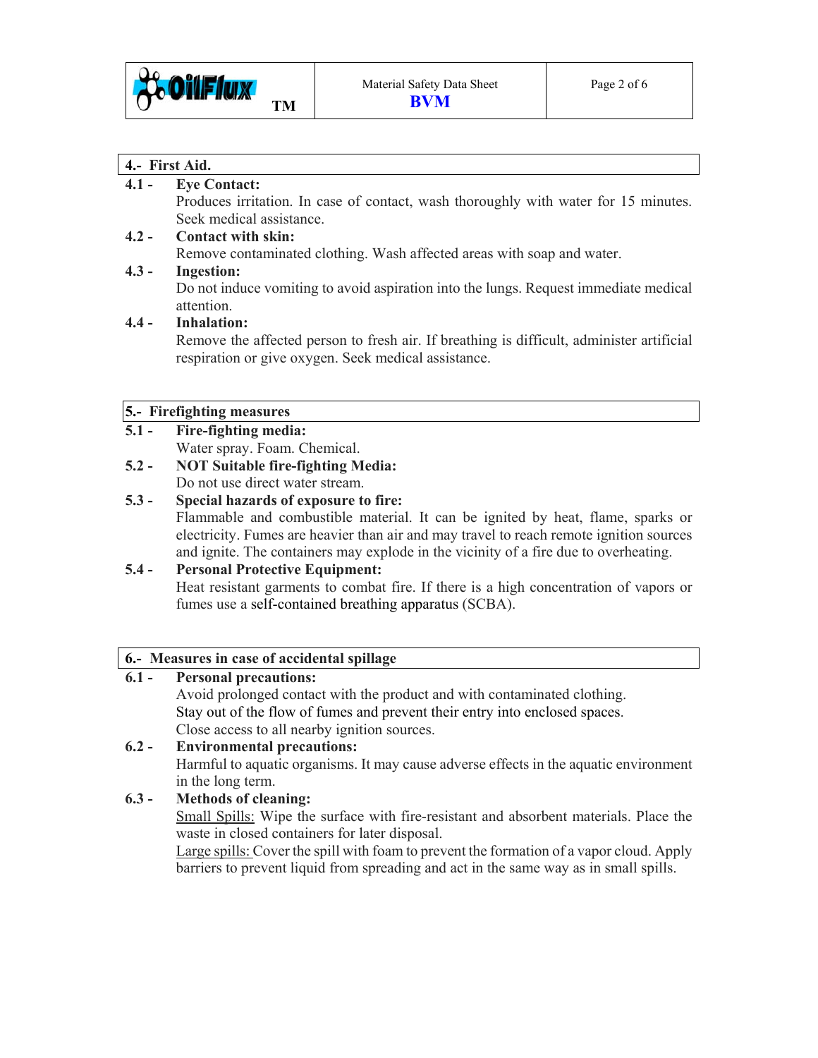## 4.- First Aid.

**4.1 - Eye Contact:**

Produces irritation. In case of contact, wash thoroughly with water for 15 minutes. Seek medical assistance.

**4.2 - Contact with skin:**

Remove contaminated clothing. Wash affected areas with soap and water.

**4.3 - Ingestion:**

Do not induce vomiting to avoid aspiration into the lungs. Request immediate medical attention.

**4.4 - Inhalation:**

Remove the affected person to fresh air. If breathing is difficult, administer artificial respiration or give oxygen. Seek medical assistance.

## 5.- Firefighting measures

**5.1 - Fire-fighting media:**

Water spray. Foam. Chemical.

**5.2 - NOT Suitable fire-fighting Media:**

Do not use direct water stream.

**5.3 - Special hazards of exposure to fire:**

Flammable and combustible material. It can be ignited by heat, flame, sparks or electricity. Fumes are heavier than air and may travel to reach remote ignition sources and ignite. The containers may explode in the vicinity of a fire due to overheating.

**5.4 - Personal Protective Equipment:**

Heat resistant garments to combat fire. If there is a high concentration of vapors or fumes use a self-contained breathing apparatus (SCBA).

## 6.- Measures in case of accidental spillage

**6.1 - Personal precautions:**

Avoid prolonged contact with the product and with contaminated clothing.
Stay out of the flow of fumes and prevent their entry into enclosed spaces.
Close access to all nearby ignition sources.

**6.2 - Environmental precautions:**

Harmful to aquatic organisms. It may cause adverse effects in the aquatic environment in the long term.

**6.3 - Methods of cleaning:**

Small Spills: Wipe the surface with fire-resistant and absorbent materials. Place the waste in closed containers for later disposal.

Large spills: Cover the spill with foam to prevent the formation of a vapor cloud. Apply barriers to prevent liquid from spreading and act in the same way as in small spills.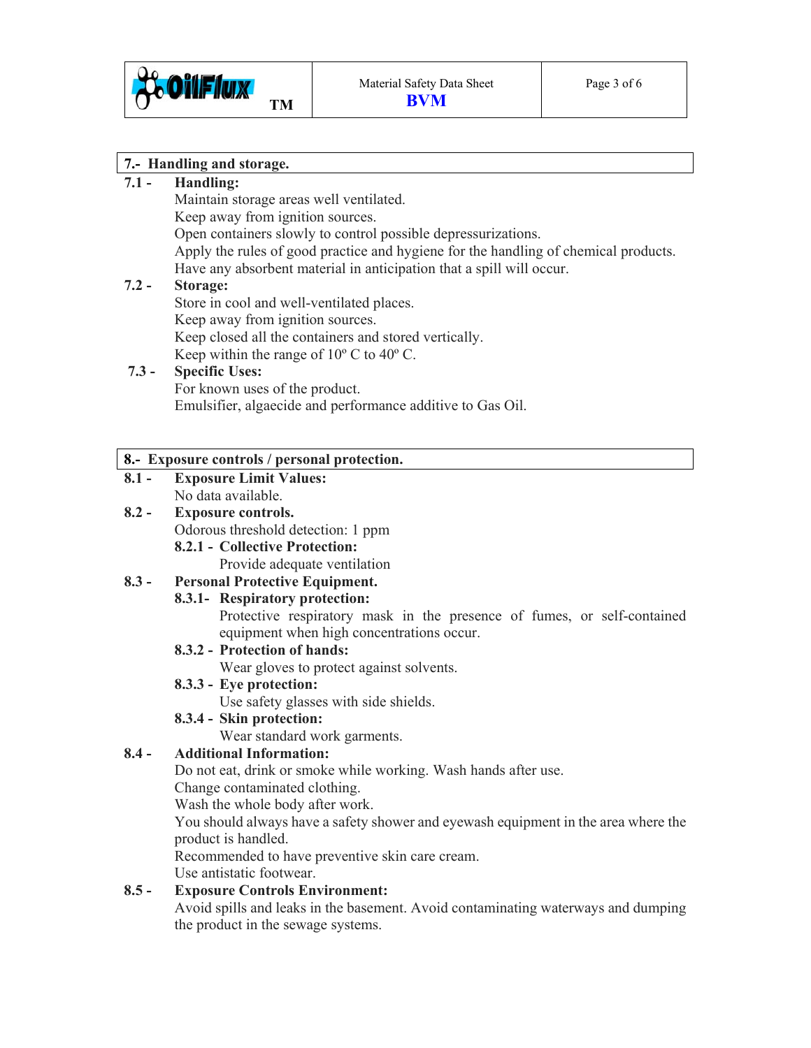## 7.- Handling and storage.

**7.1 - Handling:**

Maintain storage areas well ventilated.
Keep away from ignition sources.
Open containers slowly to control possible depressurizations.
Apply the rules of good practice and hygiene for the handling of chemical products.
Have any absorbent material in anticipation that a spill will occur.

**7.2 - Storage:**

Store in cool and well-ventilated places.
Keep away from ignition sources.
Keep closed all the containers and stored vertically.
Keep within the range of 10º C to 40º C.

**7.3 - Specific Uses:**

For known uses of the product.
Emulsifier, algaecide and performance additive to Gas Oil.

## 8.- Exposure controls / personal protection.

**8.1 - Exposure Limit Values:**

No data available.

**8.2 - Exposure controls.**

Odorous threshold detection: 1 ppm

**8.2.1 - Collective Protection:**

Provide adequate ventilation

**8.3 - Personal Protective Equipment.**

**8.3.1- Respiratory protection:**

Protective respiratory mask in the presence of fumes, or self-contained equipment when high concentrations occur.

**8.3.2 - Protection of hands:**

Wear gloves to protect against solvents.

**8.3.3 - Eye protection:**

Use safety glasses with side shields.

**8.3.4 - Skin protection:**

Wear standard work garments.

**8.4 - Additional Information:**

Do not eat, drink or smoke while working. Wash hands after use.
Change contaminated clothing.
Wash the whole body after work.
You should always have a safety shower and eyewash equipment in the area where the product is handled.
Recommended to have preventive skin care cream.
Use antistatic footwear.

**8.5 - Exposure Controls Environment:**

Avoid spills and leaks in the basement. Avoid contaminating waterways and dumping the product in the sewage systems.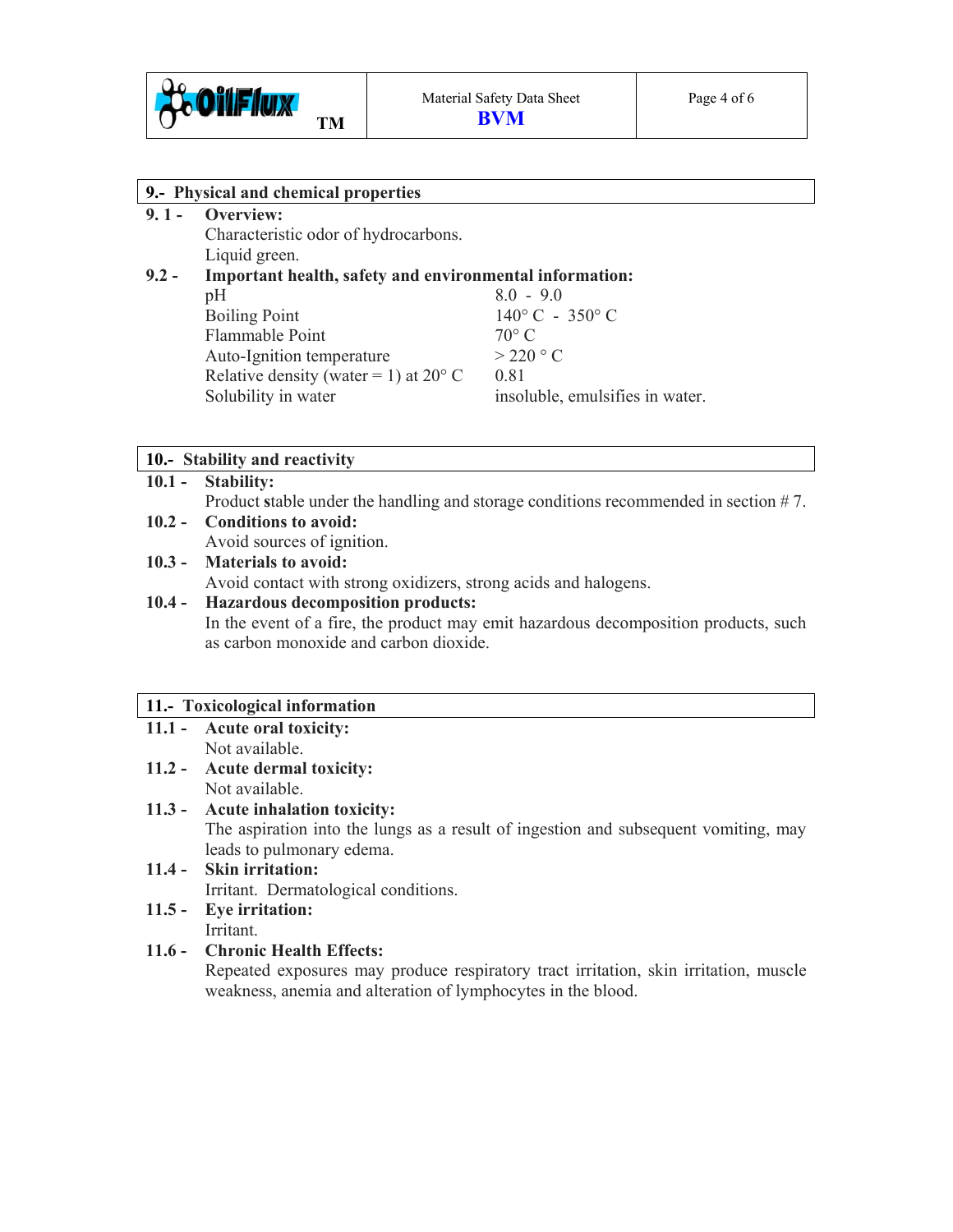## 9.- Physical and chemical properties

**9. 1 - Overview:**

Characteristic odor of hydrocarbons.
Liquid green.

**9.2 - Important health, safety and environmental information:**

| | |
|---|---|
| pH | 8.0 - 9.0 |
| Boiling Point | 140° C - 350° C |
| Flammable Point | 70° C |
| Auto-Ignition temperature | > 220 ° C |
| Relative density (water = 1) at 20° C | 0.81 |
| Solubility in water | insoluble, emulsifies in water. |

## 10.- Stability and reactivity

**10.1 - Stability:**

Product stable under the handling and storage conditions recommended in section # 7.

**10.2 - Conditions to avoid:**

Avoid sources of ignition.

**10.3 - Materials to avoid:**

Avoid contact with strong oxidizers, strong acids and halogens.

**10.4 - Hazardous decomposition products:**

In the event of a fire, the product may emit hazardous decomposition products, such as carbon monoxide and carbon dioxide.

## 11.- Toxicological information

**11.1 - Acute oral toxicity:**

Not available.

**11.2 - Acute dermal toxicity:**

Not available.

**11.3 - Acute inhalation toxicity:**

The aspiration into the lungs as a result of ingestion and subsequent vomiting, may leads to pulmonary edema.

**11.4 - Skin irritation:**

Irritant. Dermatological conditions.

**11.5 - Eye irritation:**

Irritant.

**11.6 - Chronic Health Effects:**

Repeated exposures may produce respiratory tract irritation, skin irritation, muscle weakness, anemia and alteration of lymphocytes in the blood.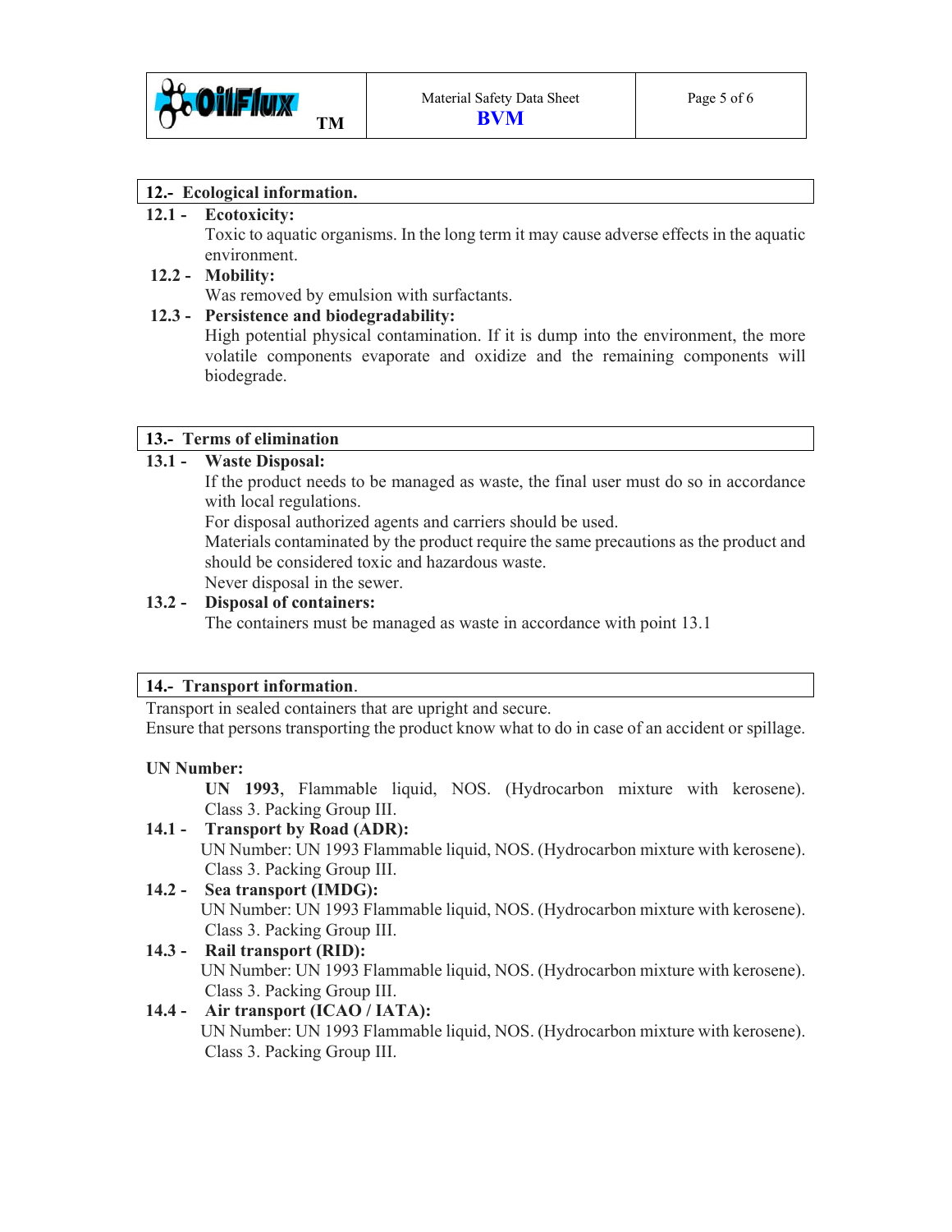## 12.- Ecological information.

**12.1 - Ecotoxicity:**

Toxic to aquatic organisms. In the long term it may cause adverse effects in the aquatic environment.

**12.2 - Mobility:**

Was removed by emulsion with surfactants.

**12.3 - Persistence and biodegradability:**

High potential physical contamination. If it is dump into the environment, the more volatile components evaporate and oxidize and the remaining components will biodegrade.

## 13.- Terms of elimination

**13.1 - Waste Disposal:**

If the product needs to be managed as waste, the final user must do so in accordance with local regulations.

For disposal authorized agents and carriers should be used.

Materials contaminated by the product require the same precautions as the product and should be considered toxic and hazardous waste.

Never disposal in the sewer.

**13.2 - Disposal of containers:**

The containers must be managed as waste in accordance with point 13.1

## 14.- Transport information.

Transport in sealed containers that are upright and secure.

Ensure that persons transporting the product know what to do in case of an accident or spillage.

**UN Number:**

**UN 1993**, Flammable liquid, NOS. (Hydrocarbon mixture with kerosene). Class 3. Packing Group III.

**14.1 - Transport by Road (ADR):**

UN Number: UN 1993 Flammable liquid, NOS. (Hydrocarbon mixture with kerosene). Class 3. Packing Group III.

**14.2 - Sea transport (IMDG):**

UN Number: UN 1993 Flammable liquid, NOS. (Hydrocarbon mixture with kerosene). Class 3. Packing Group III.

**14.3 - Rail transport (RID):**

UN Number: UN 1993 Flammable liquid, NOS. (Hydrocarbon mixture with kerosene). Class 3. Packing Group III.

**14.4 - Air transport (ICAO / IATA):**

UN Number: UN 1993 Flammable liquid, NOS. (Hydrocarbon mixture with kerosene). Class 3. Packing Group III.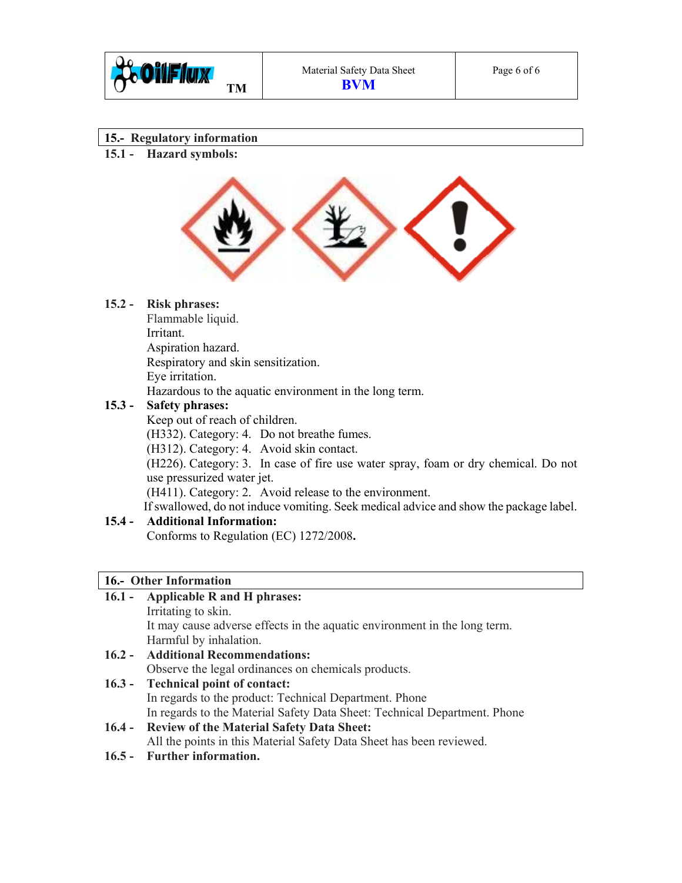## 15.- Regulatory information

**15.1 - Hazard symbols:**

**15.2 - Risk phrases:**

Flammable liquid.
Irritant.
Aspiration hazard.
Respiratory and skin sensitization.
Eye irritation.
Hazardous to the aquatic environment in the long term.

**15.3 - Safety phrases:**

Keep out of reach of children.
(H332). Category: 4. Do not breathe fumes.
(H312). Category: 4. Avoid skin contact.
(H226). Category: 3. In case of fire use water spray, foam or dry chemical. Do not use pressurized water jet.
(H411). Category: 2. Avoid release to the environment.
If swallowed, do not induce vomiting. Seek medical advice and show the package label.

**15.4 - Additional Information:**

Conforms to Regulation (EC) 1272/2008**.**

## 16.- Other Information

**16.1 - Applicable R and H phrases:**

Irritating to skin.
It may cause adverse effects in the aquatic environment in the long term.
Harmful by inhalation.

**16.2 - Additional Recommendations:**

Observe the legal ordinances on chemicals products.

**16.3 - Technical point of contact:**

In regards to the product: Technical Department. Phone
In regards to the Material Safety Data Sheet: Technical Department. Phone

**16.4 - Review of the Material Safety Data Sheet:**

All the points in this Material Safety Data Sheet has been reviewed.

**16.5 - Further information.**